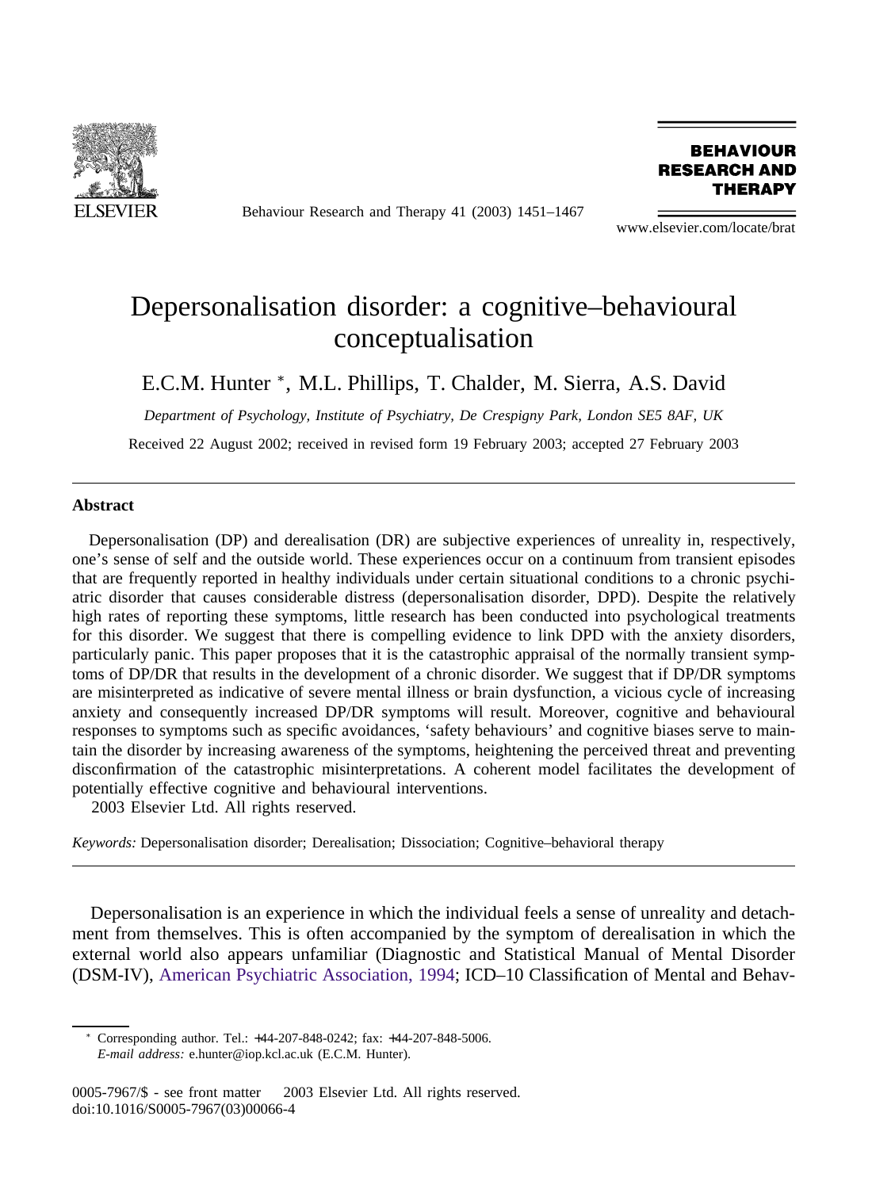# Depersonalisation disorder: a cognitive–behavioural conceptualisation

E.C.M. Hunter *, M.L. Phillips, T. Chalder, M. Sierra, A.S. David

*Department of Psychology, Institute of Psychiatry, De Crespigny Park, London SE5 8AF, UK*

Received 22 August 2002; received in revised form 19 February 2003; accepted 27 February 2003

## Abstract

Depersonalisation (DP) and derealisation (DR) are subjective experiences of unreality in, respectively, one's sense of self and the outside world. These experiences occur on a continuum from transient episodes that are frequently reported in healthy individuals under certain situational conditions to a chronic psychiatric disorder that causes considerable distress (depersonalisation disorder, DPD). Despite the relatively high rates of reporting these symptoms, little research has been conducted into psychological treatments for this disorder. We suggest that there is compelling evidence to link DPD with the anxiety disorders, particularly panic. This paper proposes that it is the catastrophic appraisal of the normally transient symptoms of DP/DR that results in the development of a chronic disorder. We suggest that if DP/DR symptoms are misinterpreted as indicative of severe mental illness or brain dysfunction, a vicious cycle of increasing anxiety and consequently increased DP/DR symptoms will result. Moreover, cognitive and behavioural responses to symptoms such as specific avoidances, 'safety behaviours' and cognitive biases serve to maintain the disorder by increasing awareness of the symptoms, heightening the perceived threat and preventing disconfirmation of the catastrophic misinterpretations. A coherent model facilitates the development of potentially effective cognitive and behavioural interventions.

2003 Elsevier Ltd. All rights reserved.

*Keywords:* Depersonalisation disorder; Derealisation; Dissociation; Cognitive–behavioral therapy

Depersonalisation is an experience in which the individual feels a sense of unreality and detachment from themselves. This is often accompanied by the symptom of derealisation in which the external world also appears unfamiliar (Diagnostic and Statistical Manual of Mental Disorder (DSM-IV), American Psychiatric Association, 1994; ICD–10 Classification of Mental and Behav-

* Corresponding author. Tel.: +44-207-848-0242; fax: +44-207-848-5006.
*E-mail address:* e.hunter@iop.kcl.ac.uk (E.C.M. Hunter).

0005-7967/$ - see front matter 2003 Elsevier Ltd. All rights reserved.
doi:10.1016/S0005-7967(03)00066-4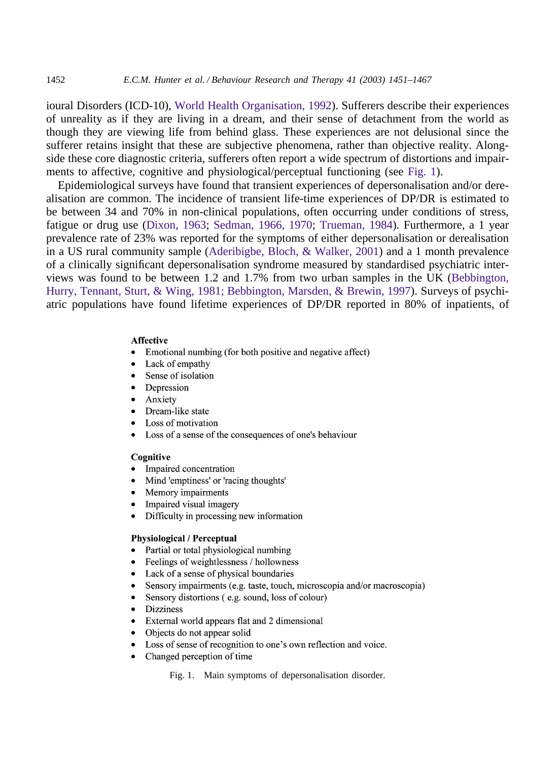ioural Disorders (ICD-10), World Health Organisation, 1992). Sufferers describe their experiences of unreality as if they are living in a dream, and their sense of detachment from the world as though they are viewing life from behind glass. These experiences are not delusional since the sufferer retains insight that these are subjective phenomena, rather than objective reality. Alongside these core diagnostic criteria, sufferers often report a wide spectrum of distortions and impairments to affective, cognitive and physiological/perceptual functioning (see Fig. 1).

Epidemiological surveys have found that transient experiences of depersonalisation and/or derealisation are common. The incidence of transient life-time experiences of DP/DR is estimated to be between 34 and 70% in non-clinical populations, often occurring under conditions of stress, fatigue or drug use (Dixon, 1963; Sedman, 1966, 1970; Trueman, 1984). Furthermore, a 1 year prevalence rate of 23% was reported for the symptoms of either depersonalisation or derealisation in a US rural community sample (Aderibigbe, Bloch, & Walker, 2001) and a 1 month prevalence of a clinically significant depersonalisation syndrome measured by standardised psychiatric interviews was found to be between 1.2 and 1.7% from two urban samples in the UK (Bebbington, Hurry, Tennant, Sturt, & Wing, 1981; Bebbington, Marsden, & Brewin, 1997). Surveys of psychiatric populations have found lifetime experiences of DP/DR reported in 80% of inpatients, of

**Affective**

- Emotional numbing (for both positive and negative affect)
- Lack of empathy
- Sense of isolation
- Depression
- Anxiety
- Dream-like state
- Loss of motivation
- Loss of a sense of the consequences of one's behaviour

**Cognitive**

- Impaired concentration
- Mind 'emptiness' or 'racing thoughts'
- Memory impairments
- Impaired visual imagery
- Difficulty in processing new information

**Physiological / Perceptual**

- Partial or total physiological numbing
- Feelings of weightlessness / hollowness
- Lack of a sense of physical boundaries
- Sensory impairments (e.g. taste, touch, microscopia and/or macroscopia)
- Sensory distortions ( e.g. sound, loss of colour)
- Dizziness
- External world appears flat and 2 dimensional
- Objects do not appear solid
- Loss of sense of recognition to one's own reflection and voice.
- Changed perception of time

Fig. 1. Main symptoms of depersonalisation disorder.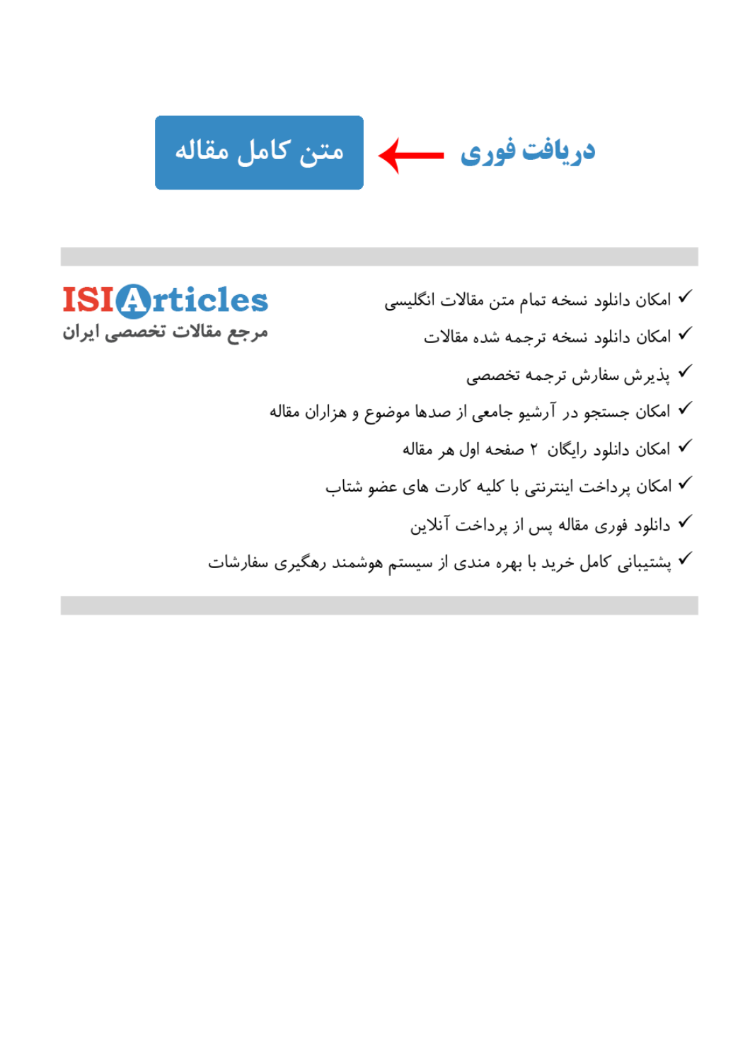دریافت فوری ← **متن کامل مقاله**

**ISIArticles**
مرجع مقالات تخصصی ایران

- ✓ امکان دانلود نسخه تمام متن مقالات انگلیسی
- ✓ امکان دانلود نسخه ترجمه شده مقالات
- ✓ پذیرش سفارش ترجمه تخصصی
- ✓ امکان جستجو در آرشیو جامعی از صدها موضوع و هزاران مقاله
- ✓ امکان دانلود رایگان ۲ صفحه اول هر مقاله
- ✓ امکان پرداخت اینترنتی با کلیه کارت های عضو شتاب
- ✓ دانلود فوری مقاله پس از پرداخت آنلاین
- ✓ پشتیبانی کامل خرید با بهره مندی از سیستم هوشمند رهگیری سفارشات